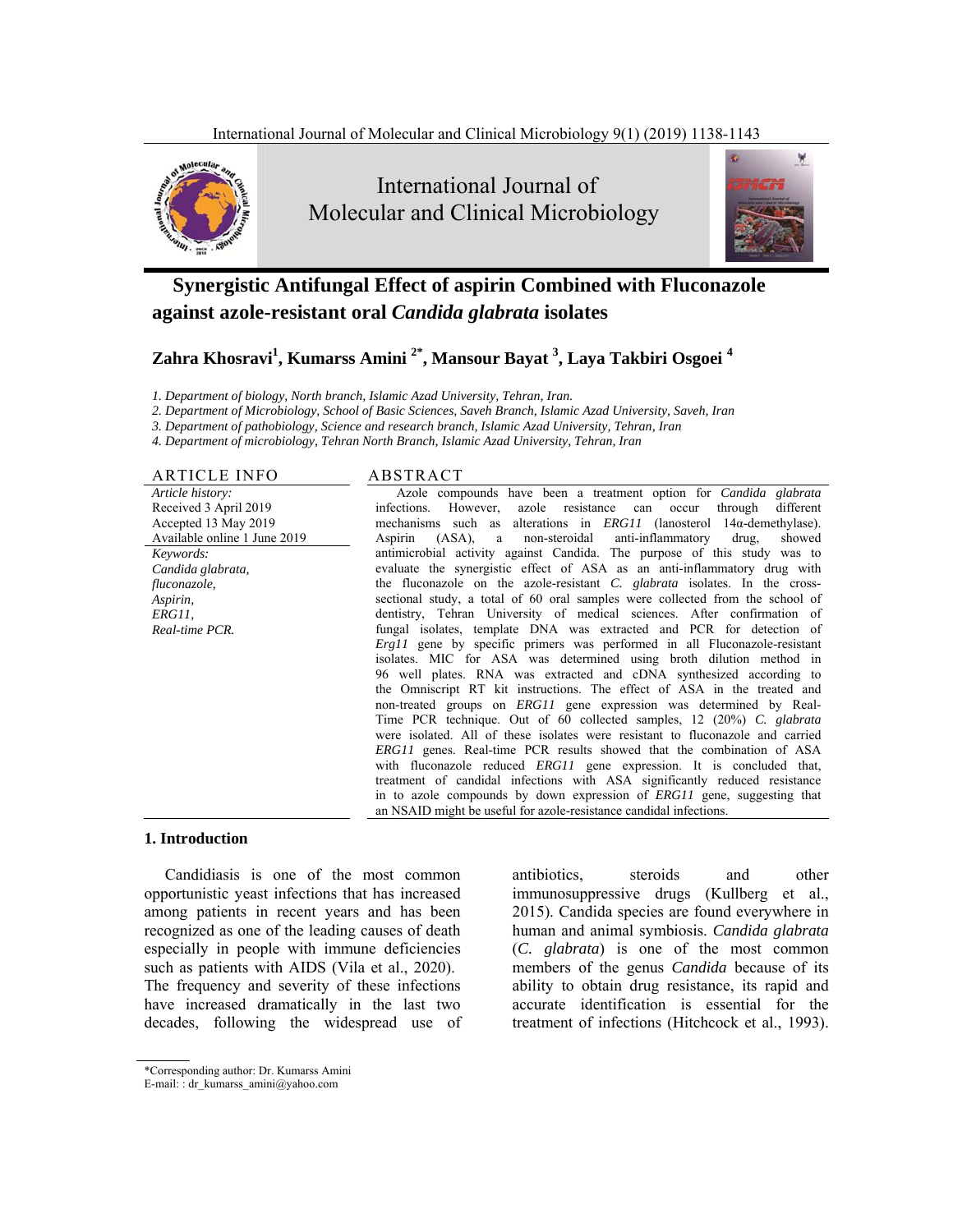# Synergistic Antifungal Effect of aspirin Combined with Fluconazole against azole-resistant oral *Candida glabrata* isolates

**Zahra Khosravi[1], Kumarss Amini [2*], Mansour Bayat [3], Laya Takbiri Osgoei [4]**

*1. Department of biology, North branch, Islamic Azad University, Tehran, Iran.*
*2. Department of Microbiology, School of Basic Sciences, Saveh Branch, Islamic Azad University, Saveh, Iran*
*3. Department of pathobiology, Science and research branch, Islamic Azad University, Tehran, Iran*
*4. Department of microbiology, Tehran North Branch, Islamic Azad University, Tehran, Iran*

## ARTICLE INFO

*Article history:*
Received 3 April 2019
Accepted 13 May 2019
Available online 1 June 2019

*Keywords:*
*Candida glabrata,*
*fluconazole,*
*Aspirin,*
*ERG11,*
*Real-time PCR.*

## ABSTRACT

Azole compounds have been a treatment option for *Candida glabrata* infections. However, azole resistance can occur through different mechanisms such as alterations in *ERG11* (lanosterol 14α-demethylase). Aspirin (ASA), a non-steroidal anti-inflammatory drug, showed antimicrobial activity against Candida. The purpose of this study was to evaluate the synergistic effect of ASA as an anti-inflammatory drug with the fluconazole on the azole-resistant *C. glabrata* isolates. In the cross-sectional study, a total of 60 oral samples were collected from the school of dentistry, Tehran University of medical sciences. After confirmation of fungal isolates, template DNA was extracted and PCR for detection of *Erg11* gene by specific primers was performed in all Fluconazole-resistant isolates. MIC for ASA was determined using broth dilution method in 96 well plates. RNA was extracted and cDNA synthesized according to the Omniscript RT kit instructions. The effect of ASA in the treated and non-treated groups on *ERG11* gene expression was determined by Real-Time PCR technique. Out of 60 collected samples, 12 (20%) *C. glabrata* were isolated. All of these isolates were resistant to fluconazole and carried *ERG11* genes. Real-time PCR results showed that the combination of ASA with fluconazole reduced *ERG11* gene expression. It is concluded that, treatment of candidal infections with ASA significantly reduced resistance in to azole compounds by down expression of *ERG11* gene, suggesting that an NSAID might be useful for azole-resistance candidal infections.

## 1. Introduction

Candidiasis is one of the most common opportunistic yeast infections that has increased among patients in recent years and has been recognized as one of the leading causes of death especially in people with immune deficiencies such as patients with AIDS (Vila et al., 2020). The frequency and severity of these infections have increased dramatically in the last two decades, following the widespread use of antibiotics, steroids and other immunosuppressive drugs (Kullberg et al., 2015). Candida species are found everywhere in human and animal symbiosis. *Candida glabrata* (*C. glabrata*) is one of the most common members of the genus *Candida* because of its ability to obtain drug resistance, its rapid and accurate identification is essential for the treatment of infections (Hitchcock et al., 1993).

*Corresponding author: Dr. Kumarss Amini
E-mail: : dr_kumarss_amini@yahoo.com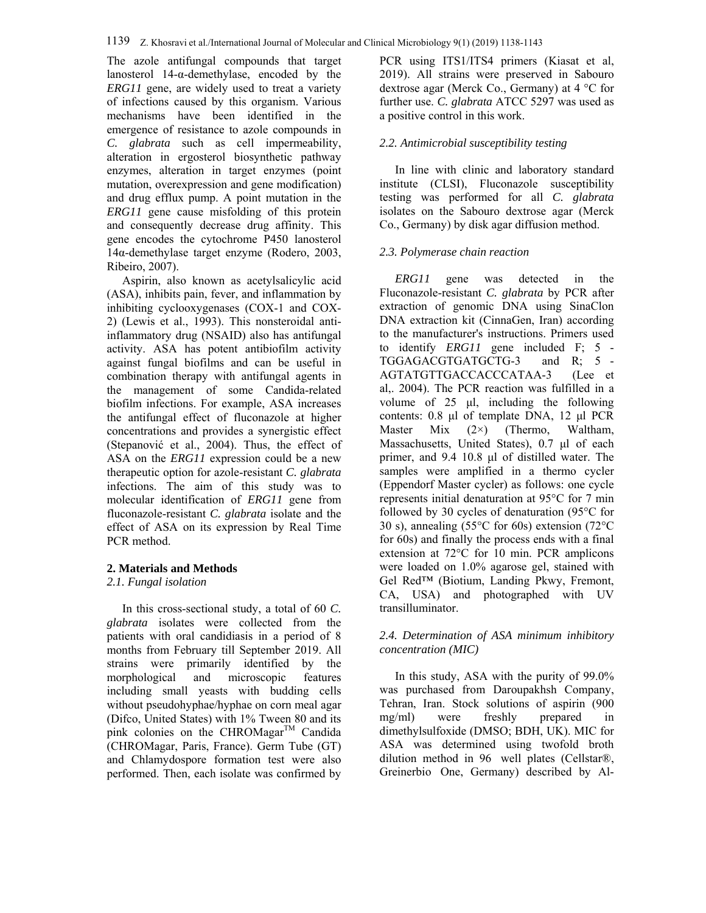The azole antifungal compounds that target lanosterol 14-α-demethylase, encoded by the *ERG11* gene, are widely used to treat a variety of infections caused by this organism. Various mechanisms have been identified in the emergence of resistance to azole compounds in *C. glabrata* such as cell impermeability, alteration in ergosterol biosynthetic pathway enzymes, alteration in target enzymes (point mutation, overexpression and gene modification) and drug efflux pump. A point mutation in the *ERG11* gene cause misfolding of this protein and consequently decrease drug affinity. This gene encodes the cytochrome P450 lanosterol 14α-demethylase target enzyme (Rodero, 2003, Ribeiro, 2007).

Aspirin, also known as acetylsalicylic acid (ASA), inhibits pain, fever, and inflammation by inhibiting cyclooxygenases (COX-1 and COX-2) (Lewis et al., 1993). This nonsteroidal anti-inflammatory drug (NSAID) also has antifungal activity. ASA has potent antibiofilm activity against fungal biofilms and can be useful in combination therapy with antifungal agents in the management of some Candida-related biofilm infections. For example, ASA increases the antifungal effect of fluconazole at higher concentrations and provides a synergistic effect (Stepanović et al., 2004). Thus, the effect of ASA on the *ERG11* expression could be a new therapeutic option for azole-resistant *C. glabrata* infections. The aim of this study was to molecular identification of *ERG11* gene from fluconazole-resistant *C. glabrata* isolate and the effect of ASA on its expression by Real Time PCR method.

## 2. Materials and Methods

### *2.1. Fungal isolation*

In this cross-sectional study, a total of 60 *C. glabrata* isolates were collected from the patients with oral candidiasis in a period of 8 months from February till September 2019. All strains were primarily identified by the morphological and microscopic features including small yeasts with budding cells without pseudohyphae/hyphae on corn meal agar (Difco, United States) with 1% Tween 80 and its pink colonies on the CHROMagar™ Candida (CHROMagar, Paris, France). Germ Tube (GT) and Chlamydospore formation test were also performed. Then, each isolate was confirmed by PCR using ITS1/ITS4 primers (Kiasat et al, 2019). All strains were preserved in Sabouro dextrose agar (Merck Co., Germany) at 4 °C for further use. *C. glabrata* ATCC 5297 was used as a positive control in this work.

### *2.2. Antimicrobial susceptibility testing*

In line with clinic and laboratory standard institute (CLSI), Fluconazole susceptibility testing was performed for all *C. glabrata* isolates on the Sabouro dextrose agar (Merck Co., Germany) by disk agar diffusion method.

### *2.3. Polymerase chain reaction*

*ERG11* gene was detected in the Fluconazole-resistant *C. glabrata* by PCR after extraction of genomic DNA using SinaClon DNA extraction kit (CinnaGen, Iran) according to the manufacturer's instructions. Primers used to identify *ERG11* gene included F; 5 - TGGAGACGTGATGCTG-3 and R; 5 - AGTATGTTGACCACCCATAA-3 (Lee et al,. 2004). The PCR reaction was fulfilled in a volume of 25 μl, including the following contents: 0.8 μl of template DNA, 12 μl PCR Master Mix (2×) (Thermo, Waltham, Massachusetts, United States), 0.7 μl of each primer, and 9.4 10.8 μl of distilled water. The samples were amplified in a thermo cycler (Eppendorf Master cycler) as follows: one cycle represents initial denaturation at 95°C for 7 min followed by 30 cycles of denaturation (95°C for 30 s), annealing (55°C for 60s) extension (72°C for 60s) and finally the process ends with a final extension at 72°C for 10 min. PCR amplicons were loaded on 1.0% agarose gel, stained with Gel Red™ (Biotium, Landing Pkwy, Fremont, CA, USA) and photographed with UV transilluminator.

### *2.4. Determination of ASA minimum inhibitory concentration (MIC)*

In this study, ASA with the purity of 99.0% was purchased from Daroupakhsh Company, Tehran, Iran. Stock solutions of aspirin (900 mg/ml) were freshly prepared in dimethylsulfoxide (DMSO; BDH, UK). MIC for ASA was determined using twofold broth dilution method in 96 well plates (Cellstar®, Greinerbio One, Germany) described by Al-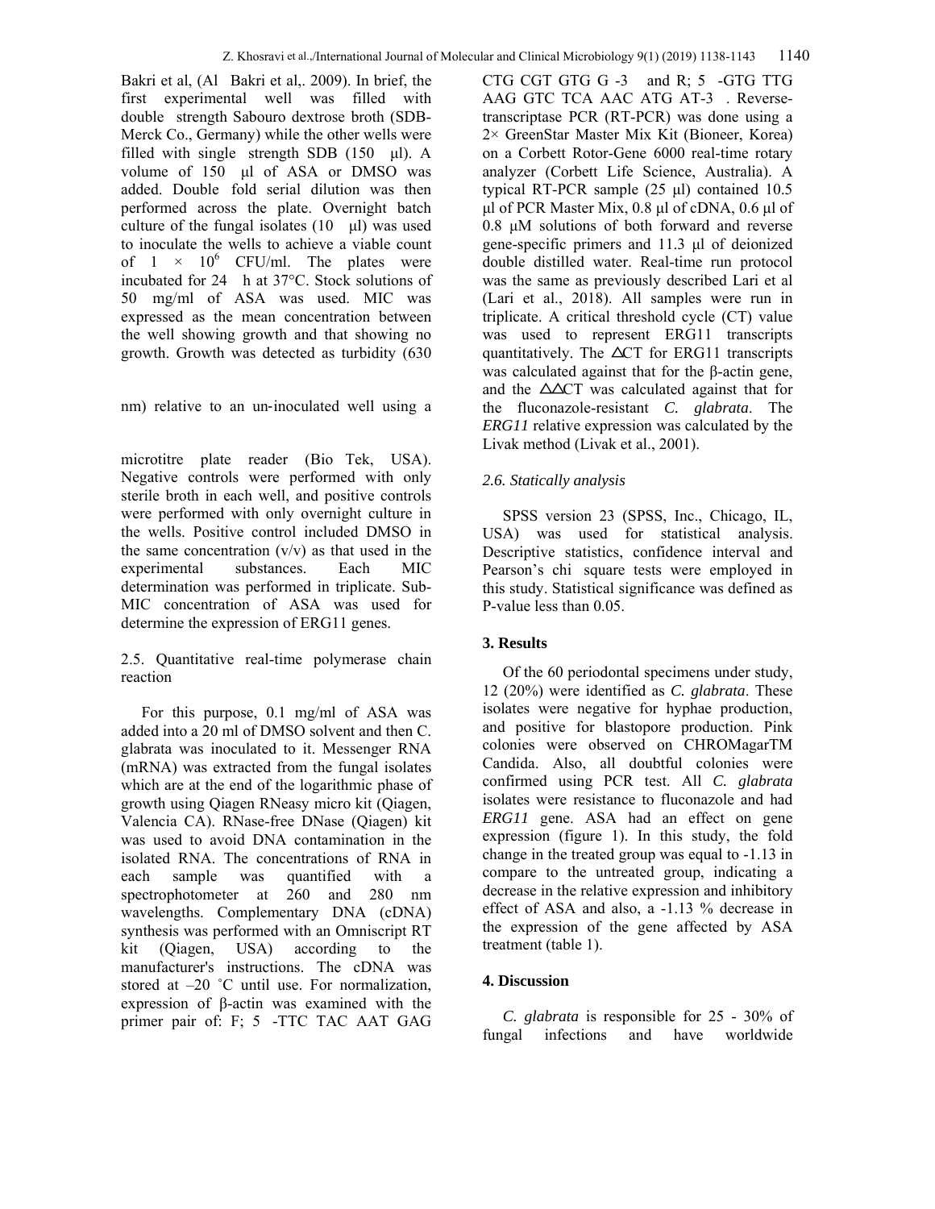Bakri et al, (Al Bakri et al,. 2009). In brief, the first experimental well was filled with double strength Sabouro dextrose broth (SDB-Merck Co., Germany) while the other wells were filled with single strength SDB (150 µl). A volume of 150 µl of ASA or DMSO was added. Double fold serial dilution was then performed across the plate. Overnight batch culture of the fungal isolates (10 µl) was used to inoculate the wells to achieve a viable count of $1 \times 10^6$ CFU/ml. The plates were incubated for 24 h at 37°C. Stock solutions of 50 mg/ml of ASA was used. MIC was expressed as the mean concentration between the well showing growth and that showing no growth. Growth was detected as turbidity (630 nm) relative to an un-inoculated well using a microtitre plate reader (Bio Tek, USA). Negative controls were performed with only sterile broth in each well, and positive controls were performed with only overnight culture in the wells. Positive control included DMSO in the same concentration (v/v) as that used in the experimental substances. Each MIC determination was performed in triplicate. Sub-MIC concentration of ASA was used for determine the expression of ERG11 genes.

2.5. Quantitative real-time polymerase chain reaction

For this purpose, 0.1 mg/ml of ASA was added into a 20 ml of DMSO solvent and then C. glabrata was inoculated to it. Messenger RNA (mRNA) was extracted from the fungal isolates which are at the end of the logarithmic phase of growth using Qiagen RNeasy micro kit (Qiagen, Valencia CA). RNase-free DNase (Qiagen) kit was used to avoid DNA contamination in the isolated RNA. The concentrations of RNA in each sample was quantified with a spectrophotometer at 260 and 280 nm wavelengths. Complementary DNA (cDNA) synthesis was performed with an Omniscript RT kit (Qiagen, USA) according to the manufacturer's instructions. The cDNA was stored at –20 ˚C until use. For normalization, expression of β-actin was examined with the primer pair of: F; 5 -TTC TAC AAT GAG CTG CGT GTG G -3 and R; 5 -GTG TTG AAG GTC TCA AAC ATG AT-3 . Reverse-transcriptase PCR (RT-PCR) was done using a 2× GreenStar Master Mix Kit (Bioneer, Korea) on a Corbett Rotor-Gene 6000 real-time rotary analyzer (Corbett Life Science, Australia). A typical RT-PCR sample (25 µl) contained 10.5 µl of PCR Master Mix, 0.8 µl of cDNA, 0.6 µl of 0.8 µM solutions of both forward and reverse gene-specific primers and 11.3 µl of deionized double distilled water. Real-time run protocol was the same as previously described Lari et al (Lari et al., 2018). All samples were run in triplicate. A critical threshold cycle (CT) value was used to represent ERG11 transcripts quantitatively. The ∆CT for ERG11 transcripts was calculated against that for the β-actin gene, and the ∆∆CT was calculated against that for the fluconazole-resistant *C. glabrata*. The *ERG11* relative expression was calculated by the Livak method (Livak et al., 2001).

*2.6. Statically analysis*

SPSS version 23 (SPSS, Inc., Chicago, IL, USA) was used for statistical analysis. Descriptive statistics, confidence interval and Pearson's chi square tests were employed in this study. Statistical significance was defined as P-value less than 0.05.

## 3. Results

Of the 60 periodontal specimens under study, 12 (20%) were identified as *C. glabrata*. These isolates were negative for hyphae production, and positive for blastopore production. Pink colonies were observed on CHROMagarTM Candida. Also, all doubtful colonies were confirmed using PCR test. All *C. glabrata* isolates were resistance to fluconazole and had *ERG11* gene. ASA had an effect on gene expression (figure 1). In this study, the fold change in the treated group was equal to -1.13 in compare to the untreated group, indicating a decrease in the relative expression and inhibitory effect of ASA and also, a -1.13 % decrease in the expression of the gene affected by ASA treatment (table 1).

## 4. Discussion

*C. glabrata* is responsible for 25 - 30% of fungal infections and have worldwide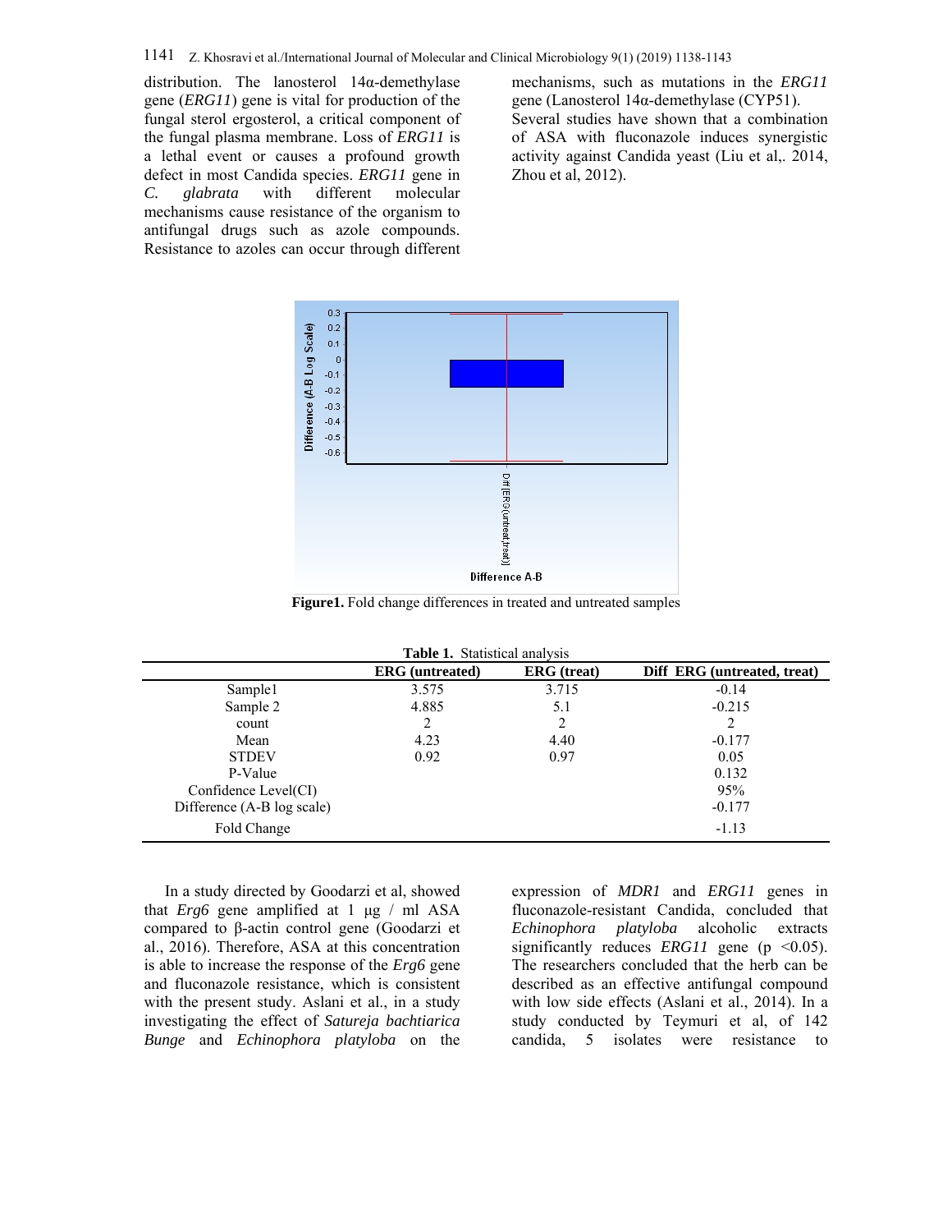distribution. The lanosterol 14α-demethylase gene (*ERG11*) gene is vital for production of the fungal sterol ergosterol, a critical component of the fungal plasma membrane. Loss of *ERG11* is a lethal event or causes a profound growth defect in most Candida species. *ERG11* gene in *C. glabrata* with different molecular mechanisms cause resistance of the organism to antifungal drugs such as azole compounds. Resistance to azoles can occur through different mechanisms, such as mutations in the *ERG11* gene (Lanosterol 14α-demethylase (CYP51).

Several studies have shown that a combination of ASA with fluconazole induces synergistic activity against Candida yeast (Liu et al,. 2014, Zhou et al, 2012).

**Figure1.** Fold change differences in treated and untreated samples

**Table 1.** Statistical analysis

| | ERG (untreated) | ERG (treat) | Diff ERG (untreated, treat) |
|---|---|---|---|
| Sample1 | 3.575 | 3.715 | -0.14 |
| Sample 2 | 4.885 | 5.1 | -0.215 |
| count | 2 | 2 | 2 |
| Mean | 4.23 | 4.40 | -0.177 |
| STDEV | 0.92 | 0.97 | 0.05 |
| P-Value | | | 0.132 |
| Confidence Level(CI) | | | 95% |
| Difference (A-B log scale) | | | -0.177 |
| Fold Change | | | -1.13 |

In a study directed by Goodarzi et al, showed that *Erg6* gene amplified at 1 µg / ml ASA compared to β-actin control gene (Goodarzi et al., 2016). Therefore, ASA at this concentration is able to increase the response of the *Erg6* gene and fluconazole resistance, which is consistent with the present study. Aslani et al., in a study investigating the effect of *Satureja bachtiarica Bunge* and *Echinophora platyloba* on the expression of *MDR1* and *ERG11* genes in fluconazole-resistant Candida, concluded that *Echinophora platyloba* alcoholic extracts significantly reduces *ERG11* gene ($p < 0.05$). The researchers concluded that the herb can be described as an effective antifungal compound with low side effects (Aslani et al., 2014). In a study conducted by Teymuri et al, of 142 candida, 5 isolates were resistance to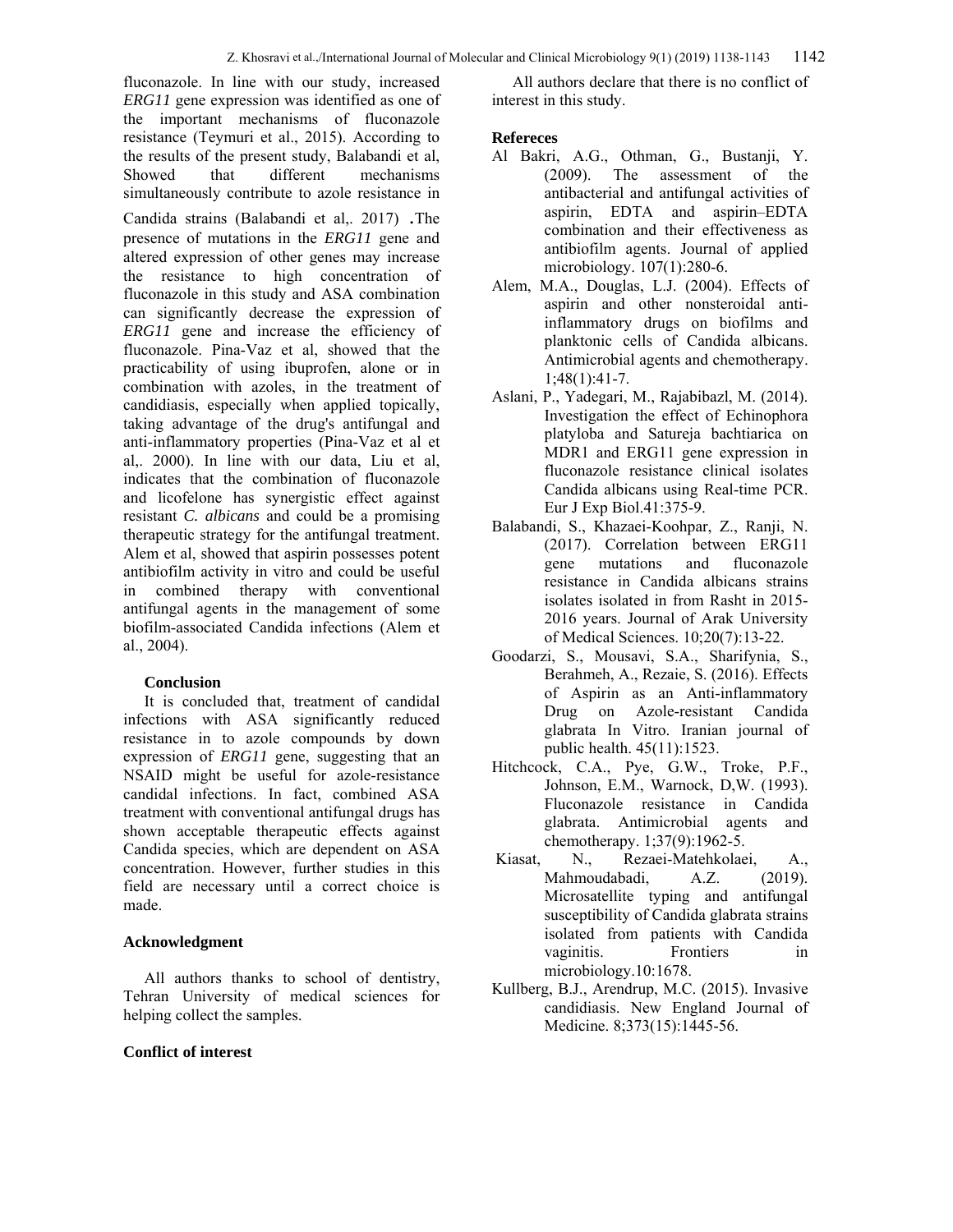fluconazole. In line with our study, increased *ERG11* gene expression was identified as one of the important mechanisms of fluconazole resistance (Teymuri et al., 2015). According to the results of the present study, Balabandi et al, Showed that different mechanisms simultaneously contribute to azole resistance in Candida strains (Balabandi et al,. 2017) .The presence of mutations in the *ERG11* gene and altered expression of other genes may increase the resistance to high concentration of fluconazole in this study and ASA combination can significantly decrease the expression of *ERG11* gene and increase the efficiency of fluconazole. Pina-Vaz et al, showed that the practicability of using ibuprofen, alone or in combination with azoles, in the treatment of candidiasis, especially when applied topically, taking advantage of the drug's antifungal and anti-inflammatory properties (Pina-Vaz et al et al,. 2000). In line with our data, Liu et al, indicates that the combination of fluconazole and licofelone has synergistic effect against resistant *C. albicans* and could be a promising therapeutic strategy for the antifungal treatment. Alem et al, showed that aspirin possesses potent antibiofilm activity in vitro and could be useful in combined therapy with conventional antifungal agents in the management of some biofilm-associated Candida infections (Alem et al., 2004).

## Conclusion

It is concluded that, treatment of candidal infections with ASA significantly reduced resistance in to azole compounds by down expression of *ERG11* gene, suggesting that an NSAID might be useful for azole-resistance candidal infections. In fact, combined ASA treatment with conventional antifungal drugs has shown acceptable therapeutic effects against Candida species, which are dependent on ASA concentration. However, further studies in this field are necessary until a correct choice is made.

## Acknowledgment

All authors thanks to school of dentistry, Tehran University of medical sciences for helping collect the samples.

## Conflict of interest

All authors declare that there is no conflict of interest in this study.

## Refereces

Al Bakri, A.G., Othman, G., Bustanji, Y. (2009). The assessment of the antibacterial and antifungal activities of aspirin, EDTA and aspirin–EDTA combination and their effectiveness as antibiofilm agents. Journal of applied microbiology. 107(1):280-6.

Alem, M.A., Douglas, L.J. (2004). Effects of aspirin and other nonsteroidal anti-inflammatory drugs on biofilms and planktonic cells of Candida albicans. Antimicrobial agents and chemotherapy. 1;48(1):41-7.

Aslani, P., Yadegari, M., Rajabibazl, M. (2014). Investigation the effect of Echinophora platyloba and Satureja bachtiarica on MDR1 and ERG11 gene expression in fluconazole resistance clinical isolates Candida albicans using Real-time PCR. Eur J Exp Biol.41:375-9.

Balabandi, S., Khazaei-Koohpar, Z., Ranji, N. (2017). Correlation between ERG11 gene mutations and fluconazole resistance in Candida albicans strains isolates isolated in from Rasht in 2015-2016 years. Journal of Arak University of Medical Sciences. 10;20(7):13-22.

Goodarzi, S., Mousavi, S.A., Sharifynia, S., Berahmeh, A., Rezaie, S. (2016). Effects of Aspirin as an Anti-inflammatory Drug on Azole-resistant Candida glabrata In Vitro. Iranian journal of public health. 45(11):1523.

Hitchcock, C.A., Pye, G.W., Troke, P.F., Johnson, E.M., Warnock, D,W. (1993). Fluconazole resistance in Candida glabrata. Antimicrobial agents and chemotherapy. 1;37(9):1962-5.

Kiasat, N., Rezaei-Matehkolaei, A., Mahmoudabadi, A.Z. (2019). Microsatellite typing and antifungal susceptibility of Candida glabrata strains isolated from patients with Candida vaginitis. Frontiers in microbiology.10:1678.

Kullberg, B.J., Arendrup, M.C. (2015). Invasive candidiasis. New England Journal of Medicine. 8;373(15):1445-56.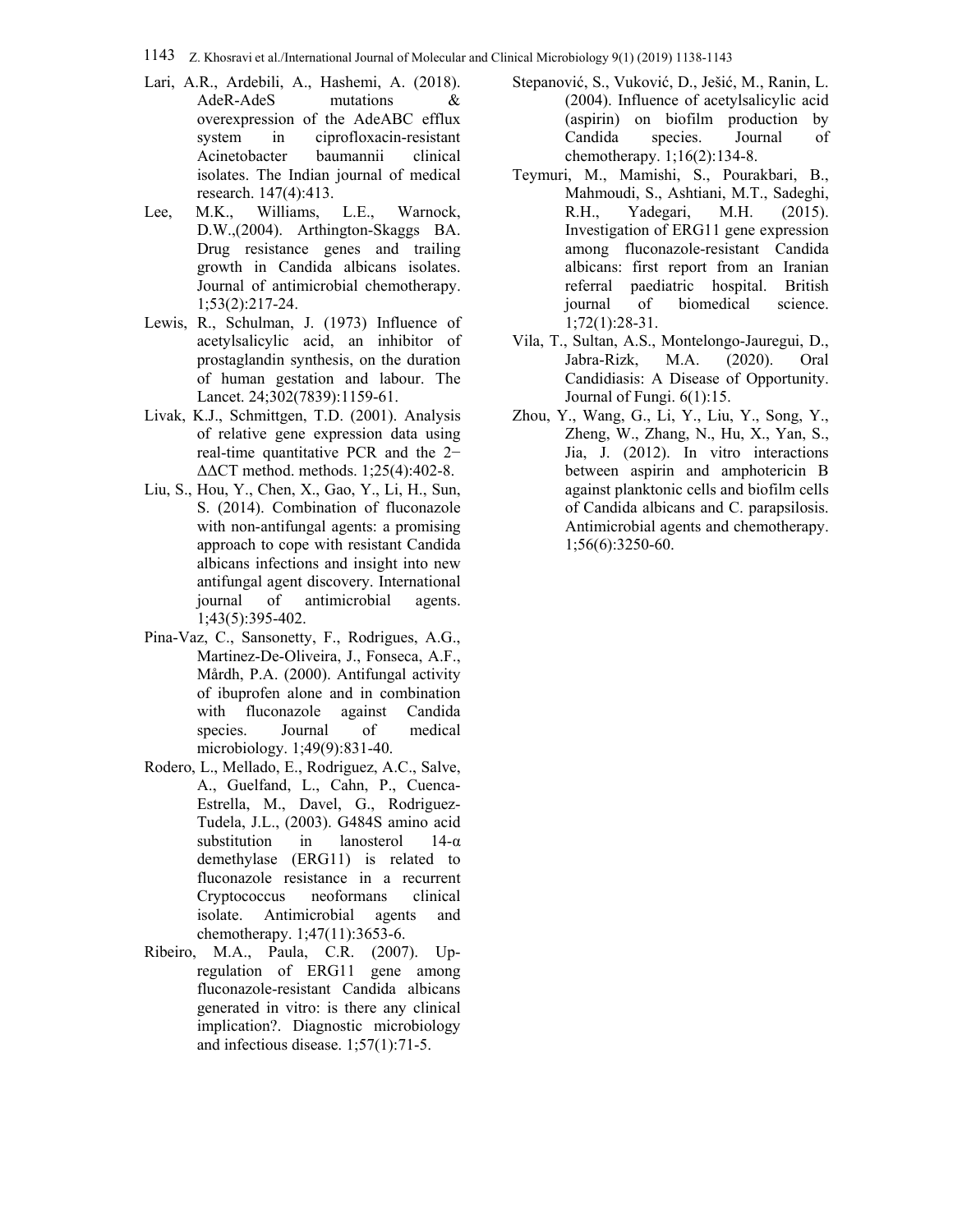Lari, A.R., Ardebili, A., Hashemi, A. (2018). AdeR-AdeS mutations & overexpression of the AdeABC efflux system in ciprofloxacin-resistant Acinetobacter baumannii clinical isolates. The Indian journal of medical research. 147(4):413.

Lee, M.K., Williams, L.E., Warnock, D.W.,(2004). Arthington-Skaggs BA. Drug resistance genes and trailing growth in Candida albicans isolates. Journal of antimicrobial chemotherapy. 1;53(2):217-24.

Lewis, R., Schulman, J. (1973) Influence of acetylsalicylic acid, an inhibitor of prostaglandin synthesis, on the duration of human gestation and labour. The Lancet. 24;302(7839):1159-61.

Livak, K.J., Schmittgen, T.D. (2001). Analysis of relative gene expression data using real-time quantitative PCR and the 2−ΔΔCT method. methods. 1;25(4):402-8.

Liu, S., Hou, Y., Chen, X., Gao, Y., Li, H., Sun, S. (2014). Combination of fluconazole with non-antifungal agents: a promising approach to cope with resistant Candida albicans infections and insight into new antifungal agent discovery. International journal of antimicrobial agents. 1;43(5):395-402.

Pina-Vaz, C., Sansonetty, F., Rodrigues, A.G., Martinez-De-Oliveira, J., Fonseca, A.F., Mårdh, P.A. (2000). Antifungal activity of ibuprofen alone and in combination with fluconazole against Candida species. Journal of medical microbiology. 1;49(9):831-40.

Rodero, L., Mellado, E., Rodriguez, A.C., Salve, A., Guelfand, L., Cahn, P., Cuenca-Estrella, M., Davel, G., Rodriguez-Tudela, J.L., (2003). G484S amino acid substitution in lanosterol 14-α demethylase (ERG11) is related to fluconazole resistance in a recurrent Cryptococcus neoformans clinical isolate. Antimicrobial agents and chemotherapy. 1;47(11):3653-6.

Ribeiro, M.A., Paula, C.R. (2007). Up-regulation of ERG11 gene among fluconazole-resistant Candida albicans generated in vitro: is there any clinical implication?. Diagnostic microbiology and infectious disease. 1;57(1):71-5.

Stepanović, S., Vuković, D., Ješić, M., Ranin, L. (2004). Influence of acetylsalicylic acid (aspirin) on biofilm production by Candida species. Journal of chemotherapy. 1;16(2):134-8.

Teymuri, M., Mamishi, S., Pourakbari, B., Mahmoudi, S., Ashtiani, M.T., Sadeghi, R.H., Yadegari, M.H. (2015). Investigation of ERG11 gene expression among fluconazole-resistant Candida albicans: first report from an Iranian referral paediatric hospital. British journal of biomedical science. 1;72(1):28-31.

Vila, T., Sultan, A.S., Montelongo-Jauregui, D., Jabra-Rizk, M.A. (2020). Oral Candidiasis: A Disease of Opportunity. Journal of Fungi. 6(1):15.

Zhou, Y., Wang, G., Li, Y., Liu, Y., Song, Y., Zheng, W., Zhang, N., Hu, X., Yan, S., Jia, J. (2012). In vitro interactions between aspirin and amphotericin B against planktonic cells and biofilm cells of Candida albicans and C. parapsilosis. Antimicrobial agents and chemotherapy. 1;56(6):3250-60.